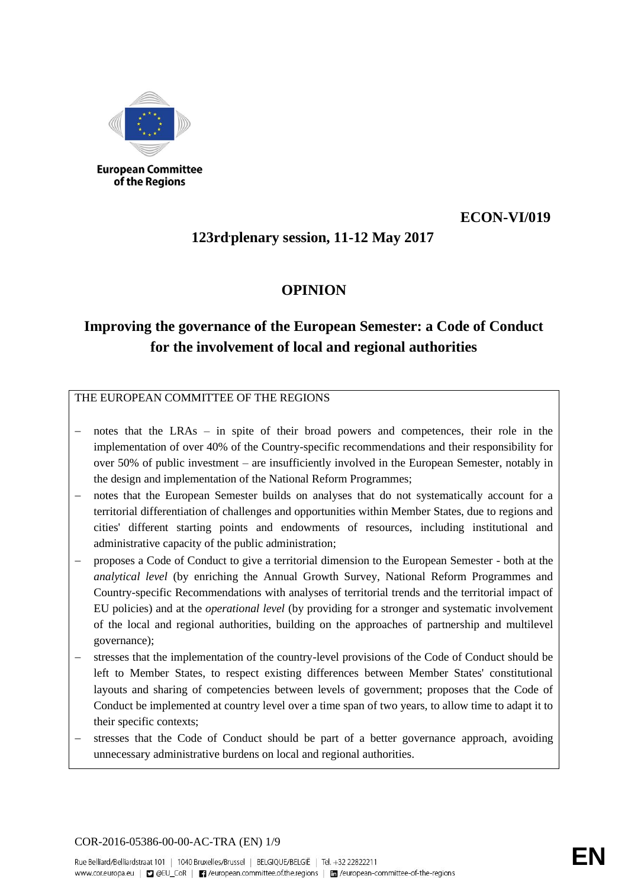European Committee of the Regions

**ECON-VI/019**

**123rd plenary session, 11-12 May 2017**

# OPINION

## Improving the governance of the European Semester: a Code of Conduct for the involvement of local and regional authorities

THE EUROPEAN COMMITTEE OF THE REGIONS

- notes that the LRAs – in spite of their broad powers and competences, their role in the implementation of over 40% of the Country-specific recommendations and their responsibility for over 50% of public investment – are insufficiently involved in the European Semester, notably in the design and implementation of the National Reform Programmes;
- notes that the European Semester builds on analyses that do not systematically account for a territorial differentiation of challenges and opportunities within Member States, due to regions and cities' different starting points and endowments of resources, including institutional and administrative capacity of the public administration;
- proposes a Code of Conduct to give a territorial dimension to the European Semester - both at the *analytical level* (by enriching the Annual Growth Survey, National Reform Programmes and Country-specific Recommendations with analyses of territorial trends and the territorial impact of EU policies) and at the *operational level* (by providing for a stronger and systematic involvement of the local and regional authorities, building on the approaches of partnership and multilevel governance);
- stresses that the implementation of the country-level provisions of the Code of Conduct should be left to Member States, to respect existing differences between Member States' constitutional layouts and sharing of competencies between levels of government; proposes that the Code of Conduct be implemented at country level over a time span of two years, to allow time to adapt it to their specific contexts;
- stresses that the Code of Conduct should be part of a better governance approach, avoiding unnecessary administrative burdens on local and regional authorities.

COR-2016-05386-00-00-AC-TRA (EN)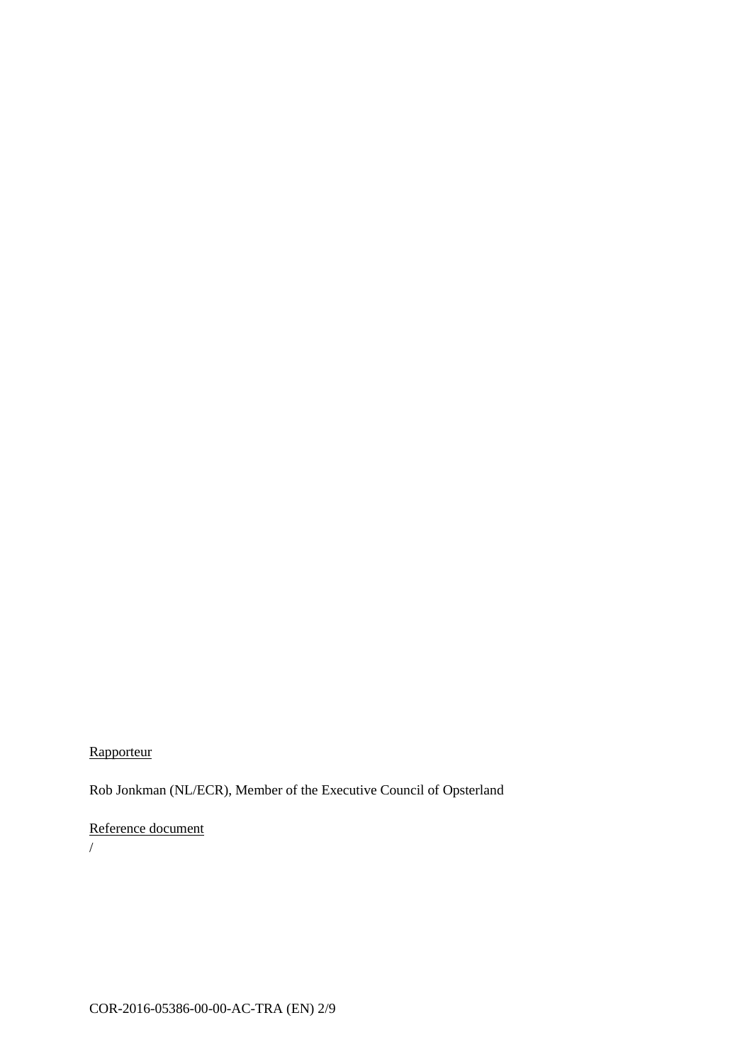<u>Rapporteur</u>

Rob Jonkman (NL/ECR), Member of the Executive Council of Opsterland

<u>Reference document</u>

/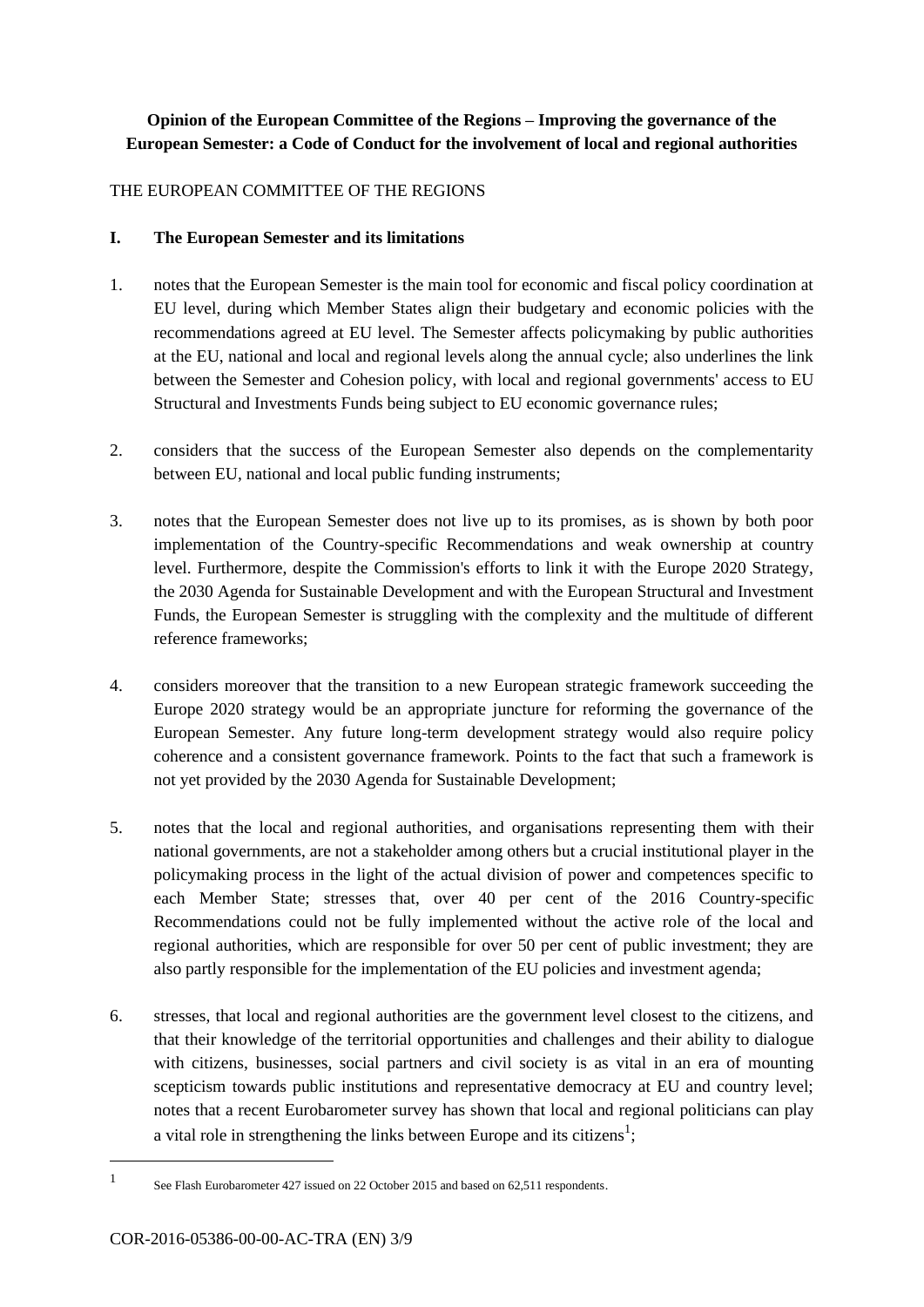**Opinion of the European Committee of the Regions – Improving the governance of the European Semester: a Code of Conduct for the involvement of local and regional authorities**

THE EUROPEAN COMMITTEE OF THE REGIONS

**I. The European Semester and its limitations**

1. notes that the European Semester is the main tool for economic and fiscal policy coordination at EU level, during which Member States align their budgetary and economic policies with the recommendations agreed at EU level. The Semester affects policymaking by public authorities at the EU, national and local and regional levels along the annual cycle; also underlines the link between the Semester and Cohesion policy, with local and regional governments' access to EU Structural and Investments Funds being subject to EU economic governance rules;

2. considers that the success of the European Semester also depends on the complementarity between EU, national and local public funding instruments;

3. notes that the European Semester does not live up to its promises, as is shown by both poor implementation of the Country-specific Recommendations and weak ownership at country level. Furthermore, despite the Commission's efforts to link it with the Europe 2020 Strategy, the 2030 Agenda for Sustainable Development and with the European Structural and Investment Funds, the European Semester is struggling with the complexity and the multitude of different reference frameworks;

4. considers moreover that the transition to a new European strategic framework succeeding the Europe 2020 strategy would be an appropriate juncture for reforming the governance of the European Semester. Any future long-term development strategy would also require policy coherence and a consistent governance framework. Points to the fact that such a framework is not yet provided by the 2030 Agenda for Sustainable Development;

5. notes that the local and regional authorities, and organisations representing them with their national governments, are not a stakeholder among others but a crucial institutional player in the policymaking process in the light of the actual division of power and competences specific to each Member State; stresses that, over 40 per cent of the 2016 Country-specific Recommendations could not be fully implemented without the active role of the local and regional authorities, which are responsible for over 50 per cent of public investment; they are also partly responsible for the implementation of the EU policies and investment agenda;

6. stresses, that local and regional authorities are the government level closest to the citizens, and that their knowledge of the territorial opportunities and challenges and their ability to dialogue with citizens, businesses, social partners and civil society is as vital in an era of mounting scepticism towards public institutions and representative democracy at EU and country level; notes that a recent Eurobarometer survey has shown that local and regional politicians can play a vital role in strengthening the links between Europe and its citizens[1];

[1] See Flash Eurobarometer 427 issued on 22 October 2015 and based on 62,511 respondents.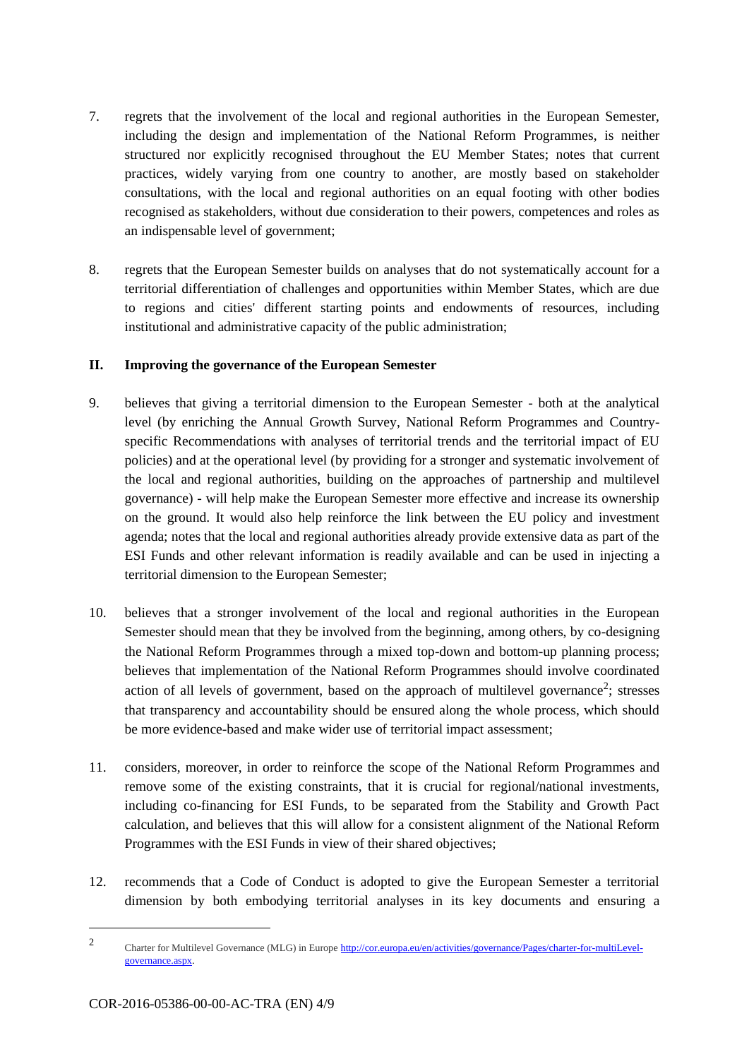7. regrets that the involvement of the local and regional authorities in the European Semester, including the design and implementation of the National Reform Programmes, is neither structured nor explicitly recognised throughout the EU Member States; notes that current practices, widely varying from one country to another, are mostly based on stakeholder consultations, with the local and regional authorities on an equal footing with other bodies recognised as stakeholders, without due consideration to their powers, competences and roles as an indispensable level of government;

8. regrets that the European Semester builds on analyses that do not systematically account for a territorial differentiation of challenges and opportunities within Member States, which are due to regions and cities' different starting points and endowments of resources, including institutional and administrative capacity of the public administration;

## II. Improving the governance of the European Semester

9. believes that giving a territorial dimension to the European Semester - both at the analytical level (by enriching the Annual Growth Survey, National Reform Programmes and Country-specific Recommendations with analyses of territorial trends and the territorial impact of EU policies) and at the operational level (by providing for a stronger and systematic involvement of the local and regional authorities, building on the approaches of partnership and multilevel governance) - will help make the European Semester more effective and increase its ownership on the ground. It would also help reinforce the link between the EU policy and investment agenda; notes that the local and regional authorities already provide extensive data as part of the ESI Funds and other relevant information is readily available and can be used in injecting a territorial dimension to the European Semester;

10. believes that a stronger involvement of the local and regional authorities in the European Semester should mean that they be involved from the beginning, among others, by co-designing the National Reform Programmes through a mixed top-down and bottom-up planning process; believes that implementation of the National Reform Programmes should involve coordinated action of all levels of government, based on the approach of multilevel governance[2]; stresses that transparency and accountability should be ensured along the whole process, which should be more evidence-based and make wider use of territorial impact assessment;

11. considers, moreover, in order to reinforce the scope of the National Reform Programmes and remove some of the existing constraints, that it is crucial for regional/national investments, including co-financing for ESI Funds, to be separated from the Stability and Growth Pact calculation, and believes that this will allow for a consistent alignment of the National Reform Programmes with the ESI Funds in view of their shared objectives;

12. recommends that a Code of Conduct is adopted to give the European Semester a territorial dimension by both embodying territorial analyses in its key documents and ensuring a

---

[2] Charter for Multilevel Governance (MLG) in Europe http://cor.europa.eu/en/activities/governance/Pages/charter-for-multiLevel-governance.aspx.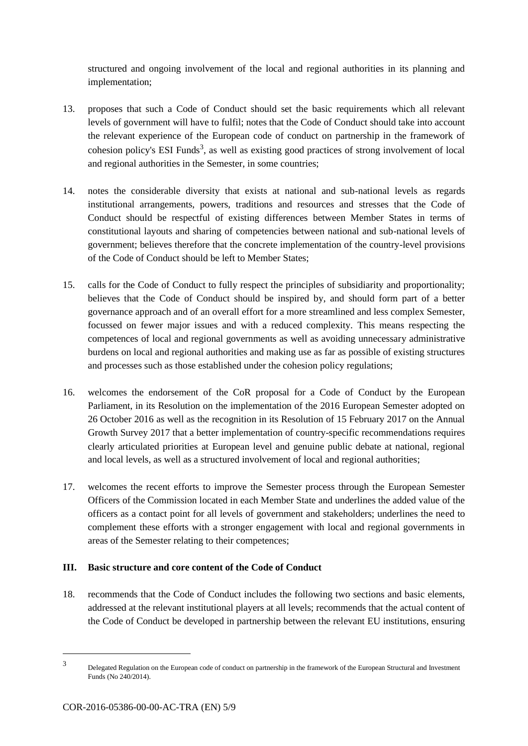structured and ongoing involvement of the local and regional authorities in its planning and implementation;

13. proposes that such a Code of Conduct should set the basic requirements which all relevant levels of government will have to fulfil; notes that the Code of Conduct should take into account the relevant experience of the European code of conduct on partnership in the framework of cohesion policy's ESI Funds[3], as well as existing good practices of strong involvement of local and regional authorities in the Semester, in some countries;

14. notes the considerable diversity that exists at national and sub-national levels as regards institutional arrangements, powers, traditions and resources and stresses that the Code of Conduct should be respectful of existing differences between Member States in terms of constitutional layouts and sharing of competencies between national and sub-national levels of government; believes therefore that the concrete implementation of the country-level provisions of the Code of Conduct should be left to Member States;

15. calls for the Code of Conduct to fully respect the principles of subsidiarity and proportionality; believes that the Code of Conduct should be inspired by, and should form part of a better governance approach and of an overall effort for a more streamlined and less complex Semester, focussed on fewer major issues and with a reduced complexity. This means respecting the competences of local and regional governments as well as avoiding unnecessary administrative burdens on local and regional authorities and making use as far as possible of existing structures and processes such as those established under the cohesion policy regulations;

16. welcomes the endorsement of the CoR proposal for a Code of Conduct by the European Parliament, in its Resolution on the implementation of the 2016 European Semester adopted on 26 October 2016 as well as the recognition in its Resolution of 15 February 2017 on the Annual Growth Survey 2017 that a better implementation of country-specific recommendations requires clearly articulated priorities at European level and genuine public debate at national, regional and local levels, as well as a structured involvement of local and regional authorities;

17. welcomes the recent efforts to improve the Semester process through the European Semester Officers of the Commission located in each Member State and underlines the added value of the officers as a contact point for all levels of government and stakeholders; underlines the need to complement these efforts with a stronger engagement with local and regional governments in areas of the Semester relating to their competences;

### III. Basic structure and core content of the Code of Conduct

18. recommends that the Code of Conduct includes the following two sections and basic elements, addressed at the relevant institutional players at all levels; recommends that the actual content of the Code of Conduct be developed in partnership between the relevant EU institutions, ensuring

---

[3] Delegated Regulation on the European code of conduct on partnership in the framework of the European Structural and Investment Funds (No 240/2014).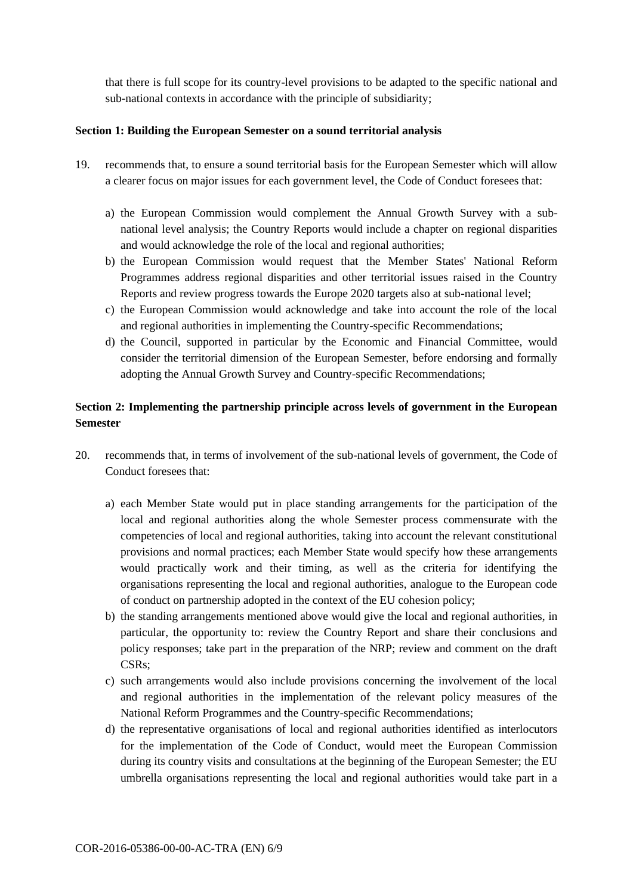that there is full scope for its country-level provisions to be adapted to the specific national and sub-national contexts in accordance with the principle of subsidiarity;

**Section 1: Building the European Semester on a sound territorial analysis**

19. recommends that, to ensure a sound territorial basis for the European Semester which will allow a clearer focus on major issues for each government level, the Code of Conduct foresees that:

    a) the European Commission would complement the Annual Growth Survey with a sub-national level analysis; the Country Reports would include a chapter on regional disparities and would acknowledge the role of the local and regional authorities;
    b) the European Commission would request that the Member States' National Reform Programmes address regional disparities and other territorial issues raised in the Country Reports and review progress towards the Europe 2020 targets also at sub-national level;
    c) the European Commission would acknowledge and take into account the role of the local and regional authorities in implementing the Country-specific Recommendations;
    d) the Council, supported in particular by the Economic and Financial Committee, would consider the territorial dimension of the European Semester, before endorsing and formally adopting the Annual Growth Survey and Country-specific Recommendations;

**Section 2: Implementing the partnership principle across levels of government in the European Semester**

20. recommends that, in terms of involvement of the sub-national levels of government, the Code of Conduct foresees that:

    a) each Member State would put in place standing arrangements for the participation of the local and regional authorities along the whole Semester process commensurate with the competencies of local and regional authorities, taking into account the relevant constitutional provisions and normal practices; each Member State would specify how these arrangements would practically work and their timing, as well as the criteria for identifying the organisations representing the local and regional authorities, analogue to the European code of conduct on partnership adopted in the context of the EU cohesion policy;
    b) the standing arrangements mentioned above would give the local and regional authorities, in particular, the opportunity to: review the Country Report and share their conclusions and policy responses; take part in the preparation of the NRP; review and comment on the draft CSRs;
    c) such arrangements would also include provisions concerning the involvement of the local and regional authorities in the implementation of the relevant policy measures of the National Reform Programmes and the Country-specific Recommendations;
    d) the representative organisations of local and regional authorities identified as interlocutors for the implementation of the Code of Conduct, would meet the European Commission during its country visits and consultations at the beginning of the European Semester; the EU umbrella organisations representing the local and regional authorities would take part in a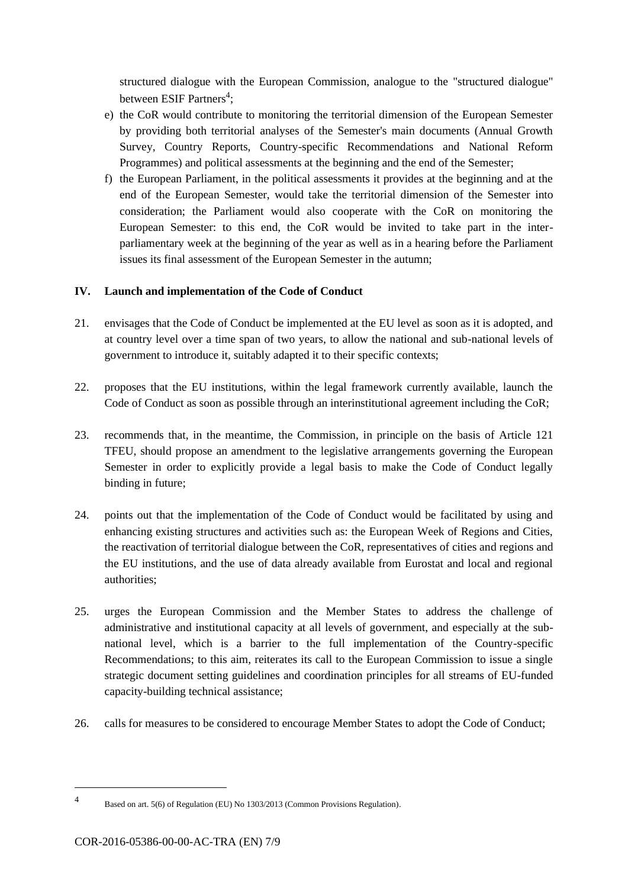structured dialogue with the European Commission, analogue to the "structured dialogue" between ESIF Partners[4];

e) the CoR would contribute to monitoring the territorial dimension of the European Semester by providing both territorial analyses of the Semester's main documents (Annual Growth Survey, Country Reports, Country-specific Recommendations and National Reform Programmes) and political assessments at the beginning and the end of the Semester;

f) the European Parliament, in the political assessments it provides at the beginning and at the end of the European Semester, would take the territorial dimension of the Semester into consideration; the Parliament would also cooperate with the CoR on monitoring the European Semester: to this end, the CoR would be invited to take part in the inter-parliamentary week at the beginning of the year as well as in a hearing before the Parliament issues its final assessment of the European Semester in the autumn;

## IV. Launch and implementation of the Code of Conduct

21. envisages that the Code of Conduct be implemented at the EU level as soon as it is adopted, and at country level over a time span of two years, to allow the national and sub-national levels of government to introduce it, suitably adapted it to their specific contexts;

22. proposes that the EU institutions, within the legal framework currently available, launch the Code of Conduct as soon as possible through an interinstitutional agreement including the CoR;

23. recommends that, in the meantime, the Commission, in principle on the basis of Article 121 TFEU, should propose an amendment to the legislative arrangements governing the European Semester in order to explicitly provide a legal basis to make the Code of Conduct legally binding in future;

24. points out that the implementation of the Code of Conduct would be facilitated by using and enhancing existing structures and activities such as: the European Week of Regions and Cities, the reactivation of territorial dialogue between the CoR, representatives of cities and regions and the EU institutions, and the use of data already available from Eurostat and local and regional authorities;

25. urges the European Commission and the Member States to address the challenge of administrative and institutional capacity at all levels of government, and especially at the sub-national level, which is a barrier to the full implementation of the Country-specific Recommendations; to this aim, reiterates its call to the European Commission to issue a single strategic document setting guidelines and coordination principles for all streams of EU-funded capacity-building technical assistance;

26. calls for measures to be considered to encourage Member States to adopt the Code of Conduct;

---

[4] Based on art. 5(6) of Regulation (EU) No 1303/2013 (Common Provisions Regulation).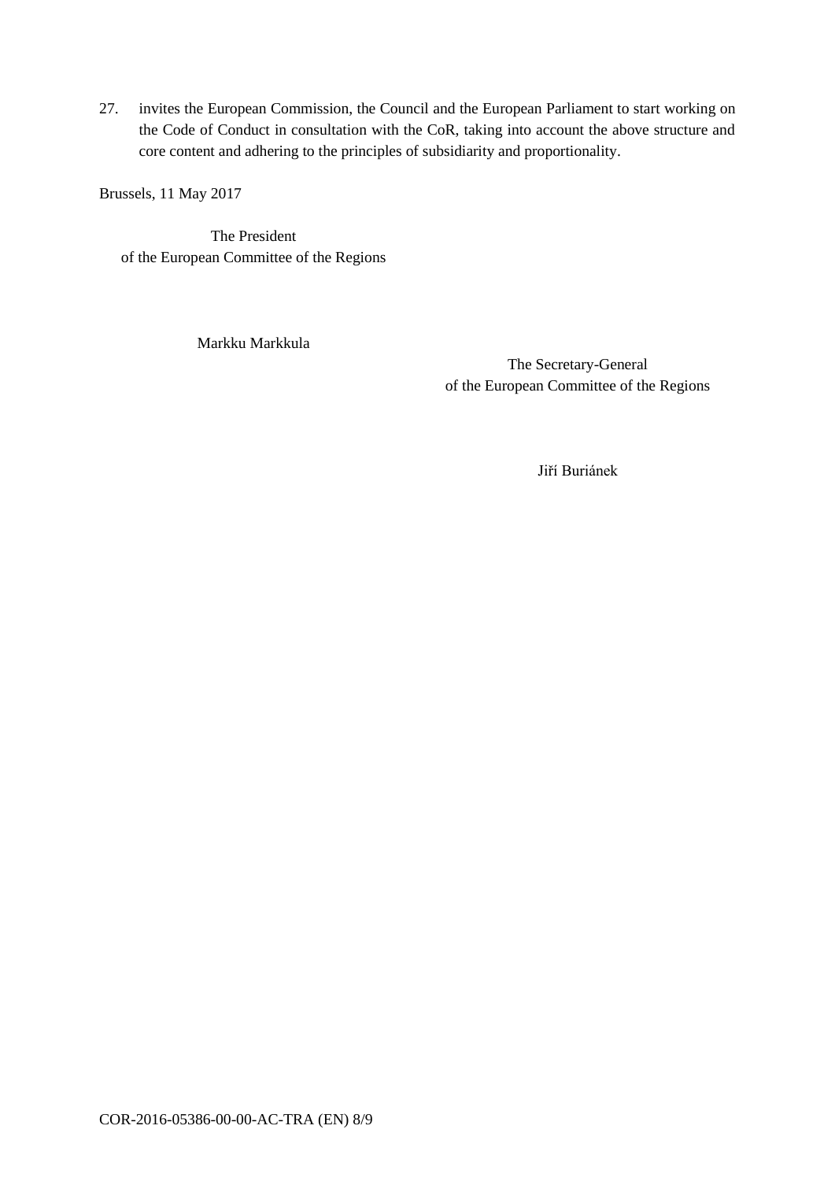27. invites the European Commission, the Council and the European Parliament to start working on the Code of Conduct in consultation with the CoR, taking into account the above structure and core content and adhering to the principles of subsidiarity and proportionality.

Brussels, 11 May 2017

The President
of the European Committee of the Regions

Markku Markkula

The Secretary-General
of the European Committee of the Regions

Jiří Buriánek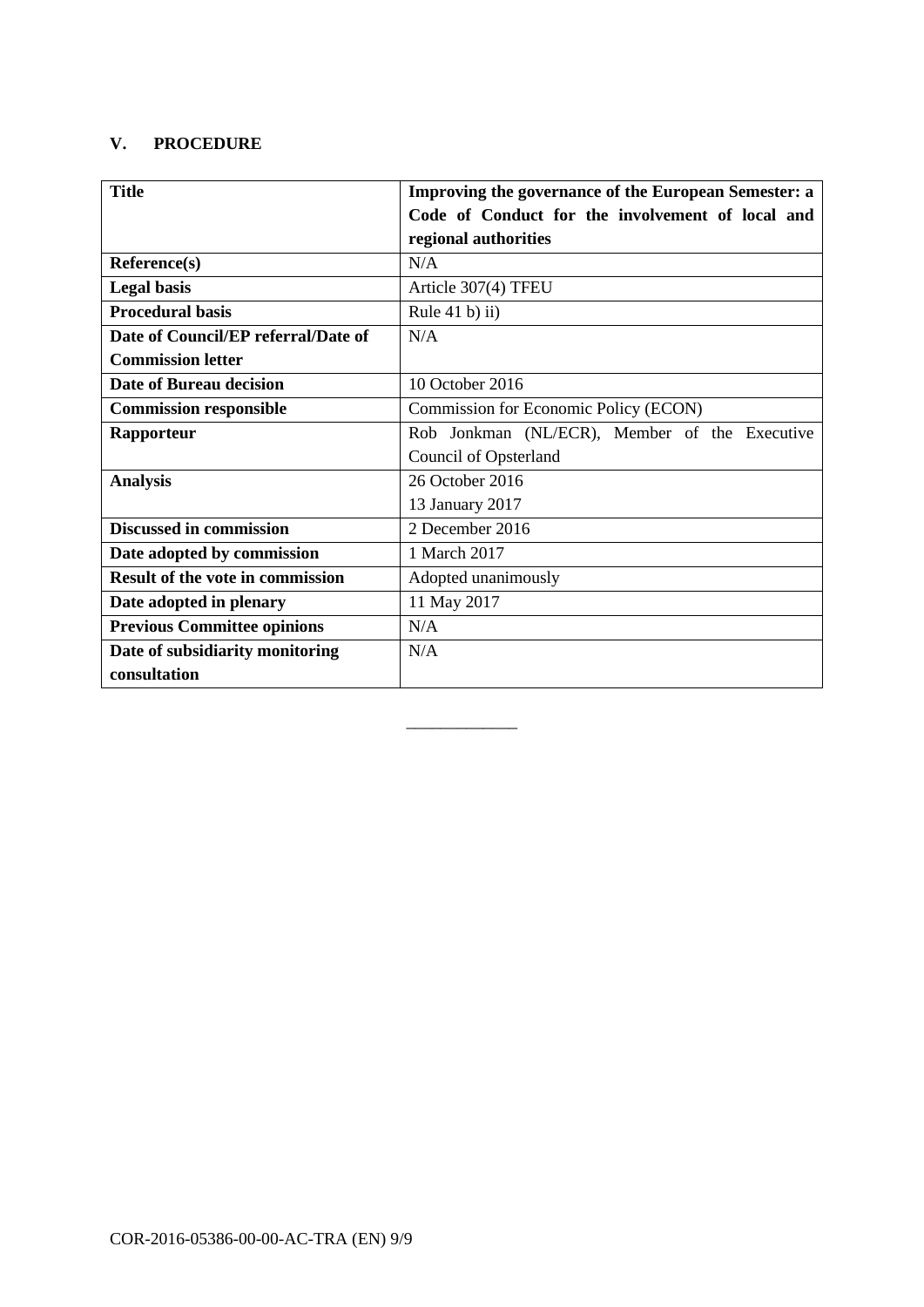## V. PROCEDURE

| | |
|---|---|
| **Title** | **Improving the governance of the European Semester: a Code of Conduct for the involvement of local and regional authorities** |
| **Reference(s)** | N/A |
| **Legal basis** | Article 307(4) TFEU |
| **Procedural basis** | Rule 41 b) ii) |
| **Date of Council/EP referral/Date of Commission letter** | N/A |
| **Date of Bureau decision** | 10 October 2016 |
| **Commission responsible** | Commission for Economic Policy (ECON) |
| **Rapporteur** | Rob Jonkman (NL/ECR), Member of the Executive Council of Opsterland |
| **Analysis** | 26 October 2016<br>13 January 2017 |
| **Discussed in commission** | 2 December 2016 |
| **Date adopted by commission** | 1 March 2017 |
| **Result of the vote in commission** | Adopted unanimously |
| **Date adopted in plenary** | 11 May 2017 |
| **Previous Committee opinions** | N/A |
| **Date of subsidiarity monitoring consultation** | N/A |

_____________